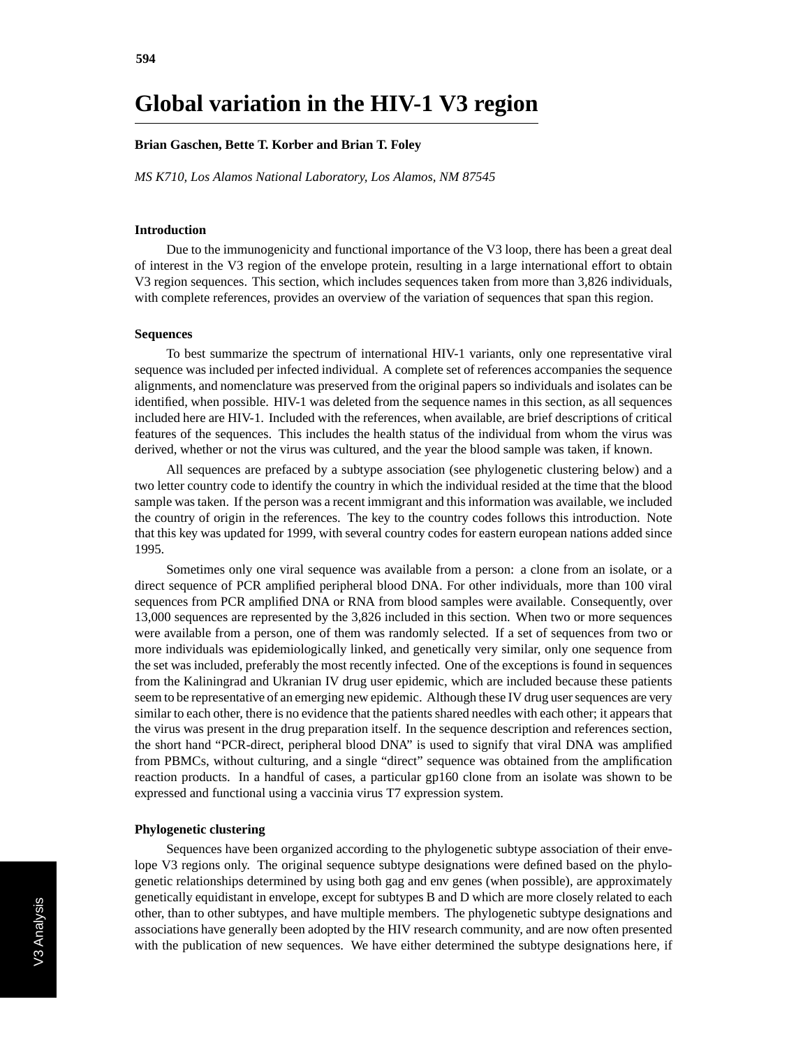# Global variation in the HIV-1 V3 region

**Brian Gaschen, Bette T. Korber and Brian T. Foley**

*MS K710, Los Alamos National Laboratory, Los Alamos, NM 87545*

### Introduction

Due to the immunogenicity and functional importance of the V3 loop, there has been a great deal of interest in the V3 region of the envelope protein, resulting in a large international effort to obtain V3 region sequences. This section, which includes sequences taken from more than 3,826 individuals, with complete references, provides an overview of the variation of sequences that span this region.

### Sequences

To best summarize the spectrum of international HIV-1 variants, only one representative viral sequence was included per infected individual. A complete set of references accompanies the sequence alignments, and nomenclature was preserved from the original papers so individuals and isolates can be identified, when possible. HIV-1 was deleted from the sequence names in this section, as all sequences included here are HIV-1. Included with the references, when available, are brief descriptions of critical features of the sequences. This includes the health status of the individual from whom the virus was derived, whether or not the virus was cultured, and the year the blood sample was taken, if known.

All sequences are prefaced by a subtype association (see phylogenetic clustering below) and a two letter country code to identify the country in which the individual resided at the time that the blood sample was taken. If the person was a recent immigrant and this information was available, we included the country of origin in the references. The key to the country codes follows this introduction. Note that this key was updated for 1999, with several country codes for eastern european nations added since 1995.

Sometimes only one viral sequence was available from a person: a clone from an isolate, or a direct sequence of PCR amplified peripheral blood DNA. For other individuals, more than 100 viral sequences from PCR amplified DNA or RNA from blood samples were available. Consequently, over 13,000 sequences are represented by the 3,826 included in this section. When two or more sequences were available from a person, one of them was randomly selected. If a set of sequences from two or more individuals was epidemiologically linked, and genetically very similar, only one sequence from the set was included, preferably the most recently infected. One of the exceptions is found in sequences from the Kaliningrad and Ukranian IV drug user epidemic, which are included because these patients seem to be representative of an emerging new epidemic. Although these IV drug user sequences are very similar to each other, there is no evidence that the patients shared needles with each other; it appears that the virus was present in the drug preparation itself. In the sequence description and references section, the short hand "PCR-direct, peripheral blood DNA" is used to signify that viral DNA was amplified from PBMCs, without culturing, and a single "direct" sequence was obtained from the amplification reaction products. In a handful of cases, a particular gp160 clone from an isolate was shown to be expressed and functional using a vaccinia virus T7 expression system.

### Phylogenetic clustering

Sequences have been organized according to the phylogenetic subtype association of their envelope V3 regions only. The original sequence subtype designations were defined based on the phylogenetic relationships determined by using both gag and env genes (when possible), are approximately genetically equidistant in envelope, except for subtypes B and D which are more closely related to each other, than to other subtypes, and have multiple members. The phylogenetic subtype designations and associations have generally been adopted by the HIV research community, and are now often presented with the publication of new sequences. We have either determined the subtype designations here, if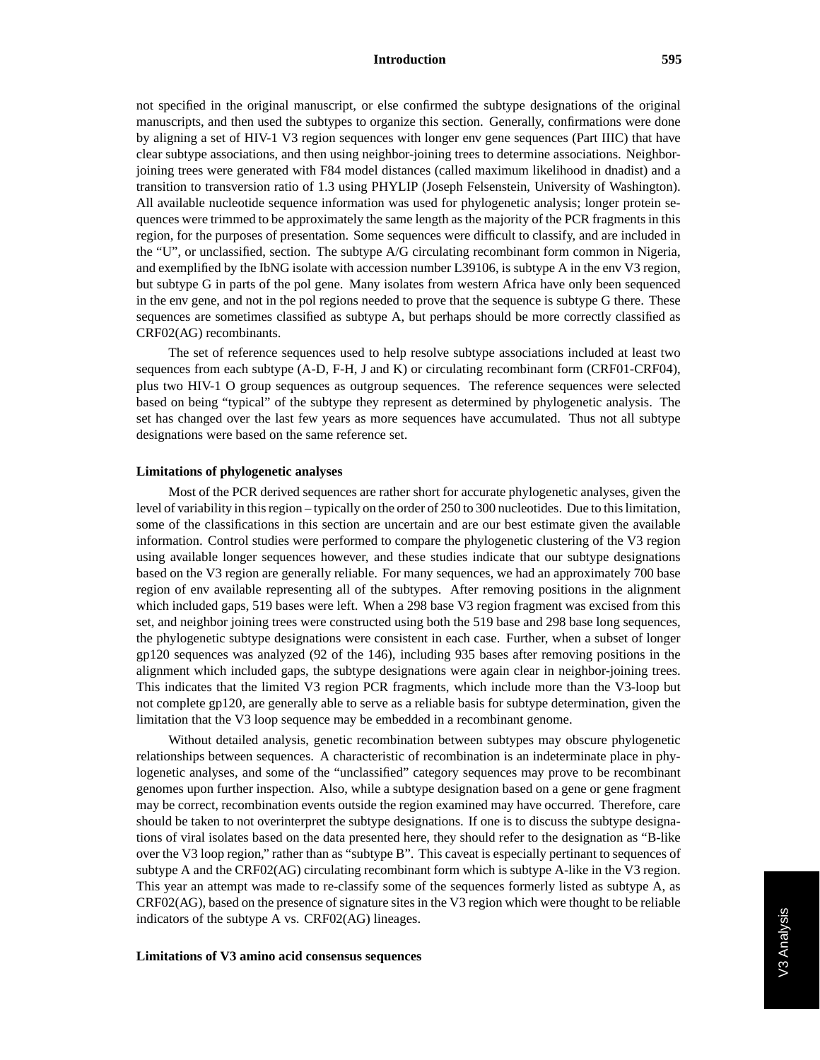not specified in the original manuscript, or else confirmed the subtype designations of the original manuscripts, and then used the subtypes to organize this section. Generally, confirmations were done by aligning a set of HIV-1 V3 region sequences with longer env gene sequences (Part IIIC) that have clear subtype associations, and then using neighbor-joining trees to determine associations. Neighbor-joining trees were generated with F84 model distances (called maximum likelihood in dnadist) and a transition to transversion ratio of 1.3 using PHYLIP (Joseph Felsenstein, University of Washington). All available nucleotide sequence information was used for phylogenetic analysis; longer protein sequences were trimmed to be approximately the same length as the majority of the PCR fragments in this region, for the purposes of presentation. Some sequences were difficult to classify, and are included in the "U", or unclassified, section. The subtype A/G circulating recombinant form common in Nigeria, and exemplified by the IbNG isolate with accession number L39106, is subtype A in the env V3 region, but subtype G in parts of the pol gene. Many isolates from western Africa have only been sequenced in the env gene, and not in the pol regions needed to prove that the sequence is subtype G there. These sequences are sometimes classified as subtype A, but perhaps should be more correctly classified as CRF02(AG) recombinants.

The set of reference sequences used to help resolve subtype associations included at least two sequences from each subtype (A-D, F-H, J and K) or circulating recombinant form (CRF01-CRF04), plus two HIV-1 O group sequences as outgroup sequences. The reference sequences were selected based on being "typical" of the subtype they represent as determined by phylogenetic analysis. The set has changed over the last few years as more sequences have accumulated. Thus not all subtype designations were based on the same reference set.

**Limitations of phylogenetic analyses**

Most of the PCR derived sequences are rather short for accurate phylogenetic analyses, given the level of variability in this region – typically on the order of 250 to 300 nucleotides. Due to this limitation, some of the classifications in this section are uncertain and are our best estimate given the available information. Control studies were performed to compare the phylogenetic clustering of the V3 region using available longer sequences however, and these studies indicate that our subtype designations based on the V3 region are generally reliable. For many sequences, we had an approximately 700 base region of env available representing all of the subtypes. After removing positions in the alignment which included gaps, 519 bases were left. When a 298 base V3 region fragment was excised from this set, and neighbor joining trees were constructed using both the 519 base and 298 base long sequences, the phylogenetic subtype designations were consistent in each case. Further, when a subset of longer gp120 sequences was analyzed (92 of the 146), including 935 bases after removing positions in the alignment which included gaps, the subtype designations were again clear in neighbor-joining trees. This indicates that the limited V3 region PCR fragments, which include more than the V3-loop but not complete gp120, are generally able to serve as a reliable basis for subtype determination, given the limitation that the V3 loop sequence may be embedded in a recombinant genome.

Without detailed analysis, genetic recombination between subtypes may obscure phylogenetic relationships between sequences. A characteristic of recombination is an indeterminate place in phylogenetic analyses, and some of the "unclassified" category sequences may prove to be recombinant genomes upon further inspection. Also, while a subtype designation based on a gene or gene fragment may be correct, recombination events outside the region examined may have occurred. Therefore, care should be taken to not overinterpret the subtype designations. If one is to discuss the subtype designations of viral isolates based on the data presented here, they should refer to the designation as "B-like over the V3 loop region," rather than as "subtype B". This caveat is especially pertinant to sequences of subtype A and the CRF02(AG) circulating recombinant form which is subtype A-like in the V3 region. This year an attempt was made to re-classify some of the sequences formerly listed as subtype A, as CRF02(AG), based on the presence of signature sites in the V3 region which were thought to be reliable indicators of the subtype A vs. CRF02(AG) lineages.

**Limitations of V3 amino acid consensus sequences**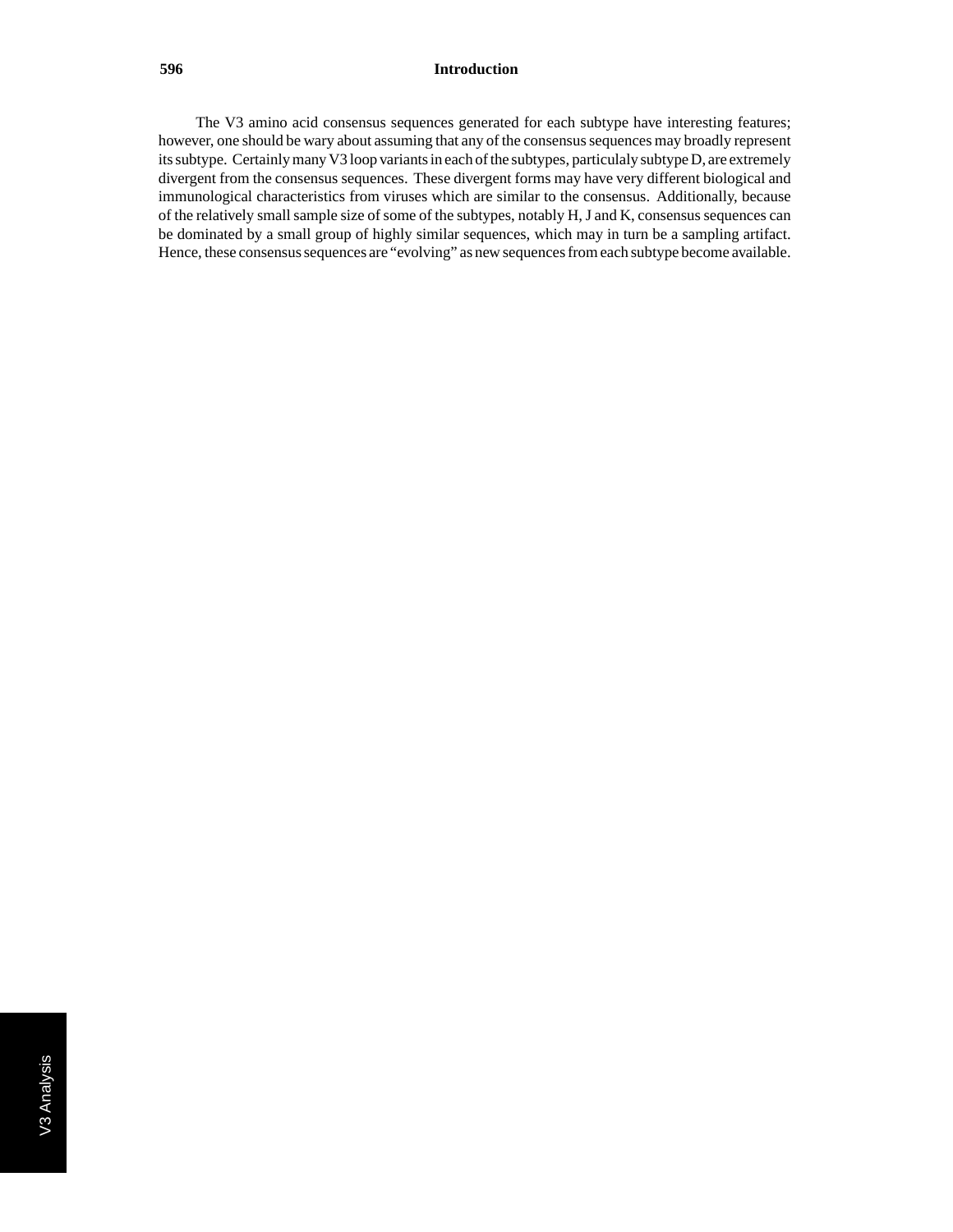The V3 amino acid consensus sequences generated for each subtype have interesting features; however, one should be wary about assuming that any of the consensus sequences may broadly represent its subtype. Certainly many V3 loop variants in each of the subtypes, particulaly subtype D, are extremely divergent from the consensus sequences. These divergent forms may have very different biological and immunological characteristics from viruses which are similar to the consensus. Additionally, because of the relatively small sample size of some of the subtypes, notably H, J and K, consensus sequences can be dominated by a small group of highly similar sequences, which may in turn be a sampling artifact. Hence, these consensus sequences are "evolving" as new sequences from each subtype become available.